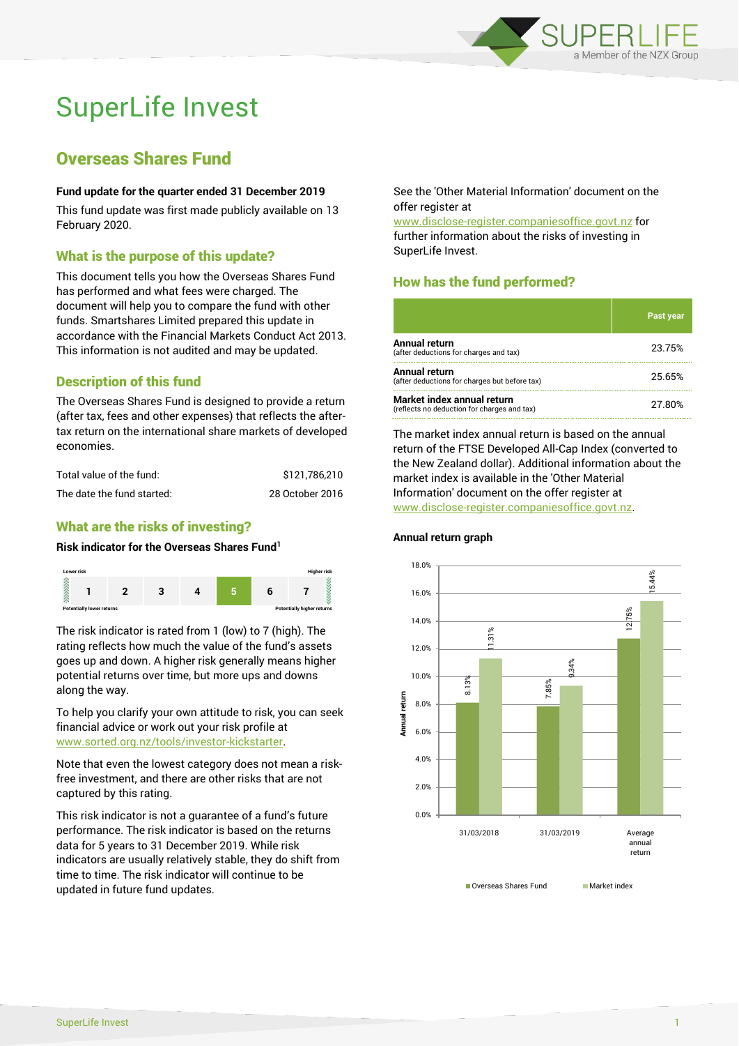# SuperLife Invest

## Overseas Shares Fund

**Fund update for the quarter ended 31 December 2019**

This fund update was first made publicly available on 13 February 2020.

### What is the purpose of this update?

This document tells you how the Overseas Shares Fund has performed and what fees were charged. The document will help you to compare the fund with other funds. Smartshares Limited prepared this update in accordance with the Financial Markets Conduct Act 2013. This information is not audited and may be updated.

### Description of this fund

The Overseas Shares Fund is designed to provide a return (after tax, fees and other expenses) that reflects the after-tax return on the international share markets of developed economies.

| | |
|---|---|
| Total value of the fund: | $121,786,210 |
| The date the fund started: | 28 October 2016 |

### What are the risks of investing?

**Risk indicator for the Overseas Shares Fund[1]**

| Lower risk | | | | | | Higher risk |
|---|---|---|---|---|---|---|
| 1 | 2 | 3 | 4 | **5** | 6 | 7 |
| Potentially lower returns | | | | | | Potentially higher returns |

The risk indicator is rated from 1 (low) to 7 (high). The rating reflects how much the value of the fund's assets goes up and down. A higher risk generally means higher potential returns over time, but more ups and downs along the way.

To help you clarify your own attitude to risk, you can seek financial advice or work out your risk profile at www.sorted.org.nz/tools/investor-kickstarter.

Note that even the lowest category does not mean a risk-free investment, and there are other risks that are not captured by this rating.

This risk indicator is not a guarantee of a fund's future performance. The risk indicator is based on the returns data for 5 years to 31 December 2019. While risk indicators are usually relatively stable, they do shift from time to time. The risk indicator will continue to be updated in future fund updates.

See the 'Other Material Information' document on the offer register at www.disclose-register.companiesoffice.govt.nz for further information about the risks of investing in SuperLife Invest.

### How has the fund performed?

| | Past year |
|---|---|
| **Annual return** (after deductions for charges and tax) | 23.75% |
| **Annual return** (after deductions for charges but before tax) | 25.65% |
| **Market index annual return** (reflects no deduction for charges and tax) | 27.80% |

The market index annual return is based on the annual return of the FTSE Developed All-Cap Index (converted to the New Zealand dollar). Additional information about the market index is available in the 'Other Material Information' document on the offer register at www.disclose-register.companiesoffice.govt.nz.

**Annual return graph**

| | Overseas Shares Fund | Market index |
|---|---|---|
| 31/03/2018 | 8.13% | 11.31% |
| 31/03/2019 | 7.85% | 9.34% |
| Average annual return | 12.75% | 15.44% |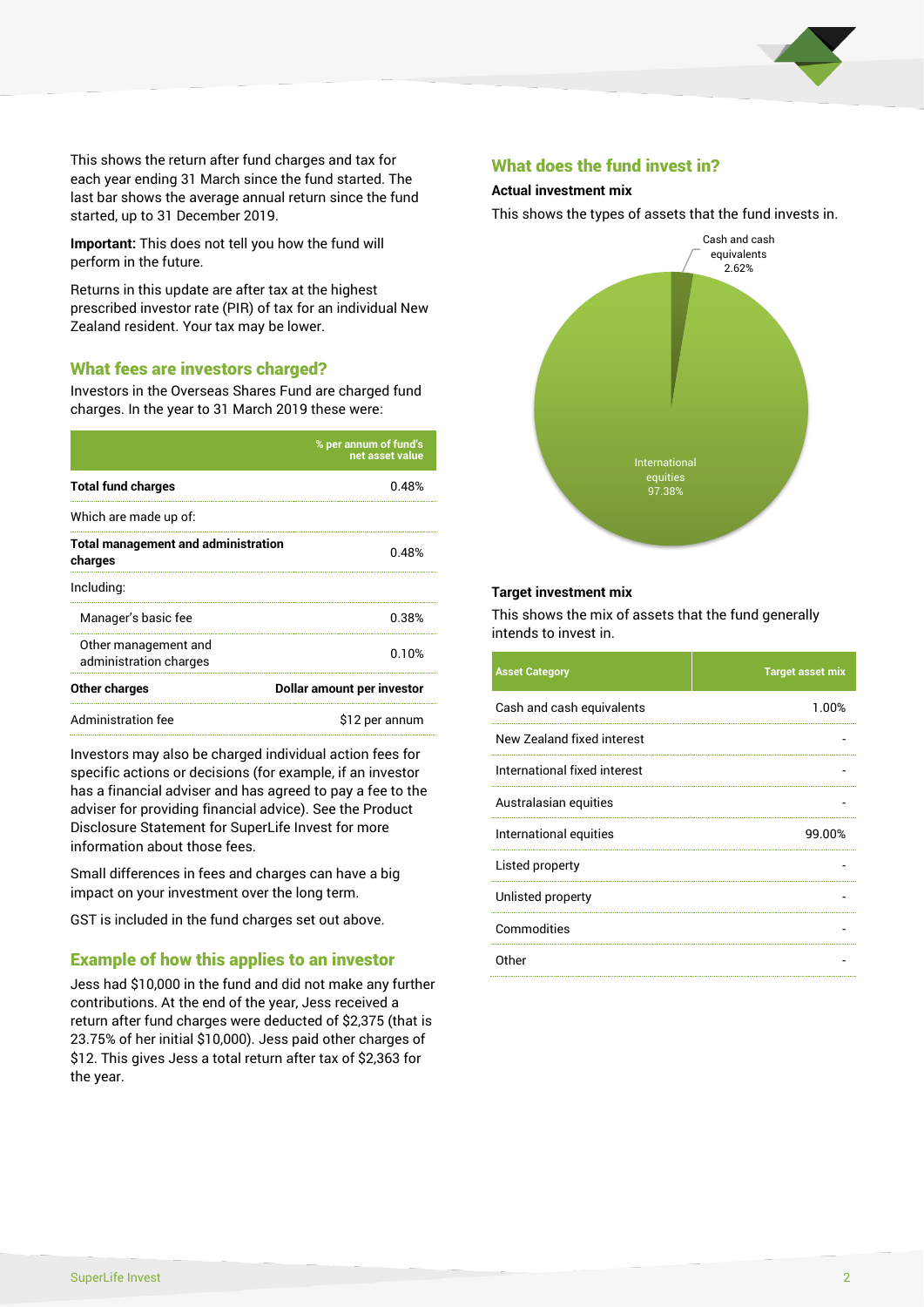This shows the return after fund charges and tax for each year ending 31 March since the fund started. The last bar shows the average annual return since the fund started, up to 31 December 2019.

**Important:** This does not tell you how the fund will perform in the future.

Returns in this update are after tax at the highest prescribed investor rate (PIR) of tax for an individual New Zealand resident. Your tax may be lower.

## What fees are investors charged?

Investors in the Overseas Shares Fund are charged fund charges. In the year to 31 March 2019 these were:

| | % per annum of fund's net asset value |
|---|---|
| **Total fund charges** | 0.48% |
| Which are made up of: | |
| **Total management and administration charges** | 0.48% |
| Including: | |
| Manager's basic fee | 0.38% |
| Other management and administration charges | 0.10% |
| **Other charges** | **Dollar amount per investor** |
| Administration fee | $12 per annum |

Investors may also be charged individual action fees for specific actions or decisions (for example, if an investor has a financial adviser and has agreed to pay a fee to the adviser for providing financial advice). See the Product Disclosure Statement for SuperLife Invest for more information about those fees.

Small differences in fees and charges can have a big impact on your investment over the long term.

GST is included in the fund charges set out above.

## Example of how this applies to an investor

Jess had $10,000 in the fund and did not make any further contributions. At the end of the year, Jess received a return after fund charges were deducted of $2,375 (that is 23.75% of her initial $10,000). Jess paid other charges of $12. This gives Jess a total return after tax of $2,363 for the year.

## What does the fund invest in?

### Actual investment mix

This shows the types of assets that the fund invests in.

Cash and cash equivalents 2.62%

International equities 97.38%

### Target investment mix

This shows the mix of assets that the fund generally intends to invest in.

| Asset Category | Target asset mix |
|---|---|
| Cash and cash equivalents | 1.00% |
| New Zealand fixed interest | - |
| International fixed interest | - |
| Australasian equities | - |
| International equities | 99.00% |
| Listed property | - |
| Unlisted property | - |
| Commodities | - |
| Other | - |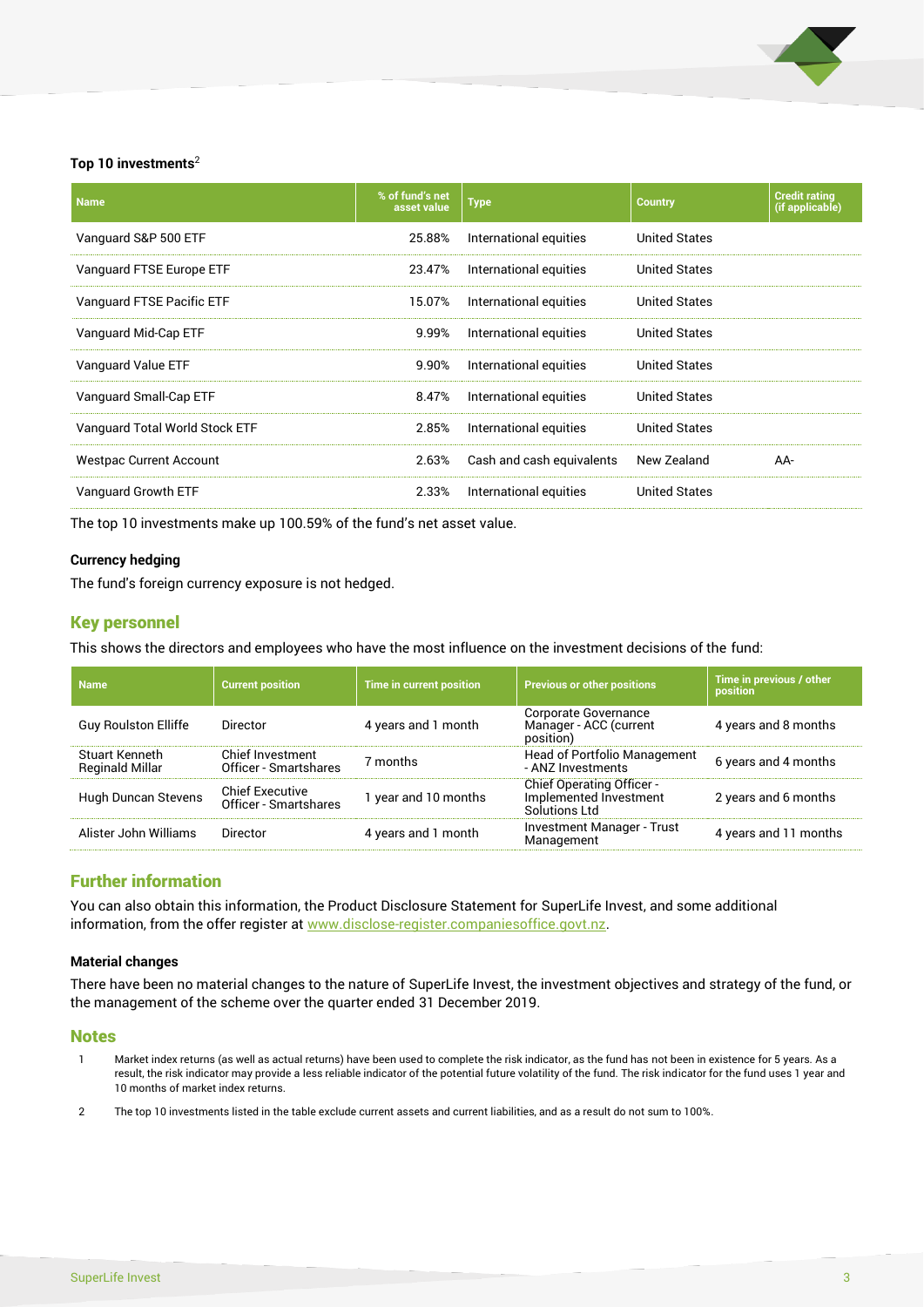### Top 10 investments[2]

| Name | % of fund's net asset value | Type | Country | Credit rating (if applicable) |
|---|---|---|---|---|
| Vanguard S&P 500 ETF | 25.88% | International equities | United States | |
| Vanguard FTSE Europe ETF | 23.47% | International equities | United States | |
| Vanguard FTSE Pacific ETF | 15.07% | International equities | United States | |
| Vanguard Mid-Cap ETF | 9.99% | International equities | United States | |
| Vanguard Value ETF | 9.90% | International equities | United States | |
| Vanguard Small-Cap ETF | 8.47% | International equities | United States | |
| Vanguard Total World Stock ETF | 2.85% | International equities | United States | |
| Westpac Current Account | 2.63% | Cash and cash equivalents | New Zealand | AA- |
| Vanguard Growth ETF | 2.33% | International equities | United States | |

The top 10 investments make up 100.59% of the fund's net asset value.

### Currency hedging

The fund's foreign currency exposure is not hedged.

## Key personnel

This shows the directors and employees who have the most influence on the investment decisions of the fund:

| Name | Current position | Time in current position | Previous or other positions | Time in previous / other position |
|---|---|---|---|---|
| Guy Roulston Elliffe | Director | 4 years and 1 month | Corporate Governance Manager - ACC (current position) | 4 years and 8 months |
| Stuart Kenneth Reginald Millar | Chief Investment Officer - Smartshares | 7 months | Head of Portfolio Management - ANZ Investments | 6 years and 4 months |
| Hugh Duncan Stevens | Chief Executive Officer - Smartshares | 1 year and 10 months | Chief Operating Officer - Implemented Investment Solutions Ltd | 2 years and 6 months |
| Alister John Williams | Director | 4 years and 1 month | Investment Manager - Trust Management | 4 years and 11 months |

## Further information

You can also obtain this information, the Product Disclosure Statement for SuperLife Invest, and some additional information, from the offer register at www.disclose-register.companiesoffice.govt.nz.

### Material changes

There have been no material changes to the nature of SuperLife Invest, the investment objectives and strategy of the fund, or the management of the scheme over the quarter ended 31 December 2019.

## Notes

1. Market index returns (as well as actual returns) have been used to complete the risk indicator, as the fund has not been in existence for 5 years. As a result, the risk indicator may provide a less reliable indicator of the potential future volatility of the fund. The risk indicator for the fund uses 1 year and 10 months of market index returns.
2. The top 10 investments listed in the table exclude current assets and current liabilities, and as a result do not sum to 100%.